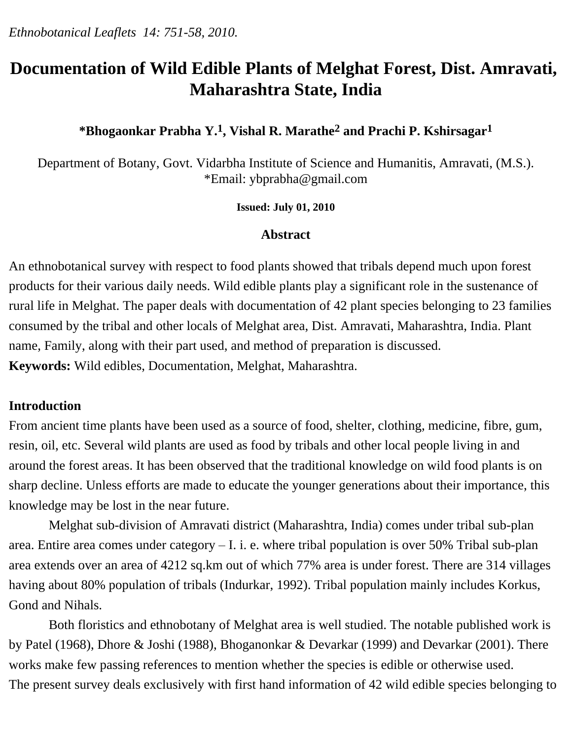# Documentation of Wild Edible Plants of Melghat Forest, Dist. Amravati, Maharashtra State, India

**\*Bhogaonkar Prabha Y.[1], Vishal R. Marathe[2] and Prachi P. Kshirsagar[1]**

Department of Botany, Govt. Vidarbha Institute of Science and Humanitis, Amravati, (M.S.).
*Email: ybprabha@gmail.com

**Issued: July 01, 2010**

## Abstract

An ethnobotanical survey with respect to food plants showed that tribals depend much upon forest products for their various daily needs. Wild edible plants play a significant role in the sustenance of rural life in Melghat. The paper deals with documentation of 42 plant species belonging to 23 families consumed by the tribal and other locals of Melghat area, Dist. Amravati, Maharashtra, India. Plant name, Family, along with their part used, and method of preparation is discussed.

**Keywords:** Wild edibles, Documentation, Melghat, Maharashtra.

## Introduction

From ancient time plants have been used as a source of food, shelter, clothing, medicine, fibre, gum, resin, oil, etc. Several wild plants are used as food by tribals and other local people living in and around the forest areas. It has been observed that the traditional knowledge on wild food plants is on sharp decline. Unless efforts are made to educate the younger generations about their importance, this knowledge may be lost in the near future.

Melghat sub-division of Amravati district (Maharashtra, India) comes under tribal sub-plan area. Entire area comes under category – I. i. e. where tribal population is over 50% Tribal sub-plan area extends over an area of 4212 sq.km out of which 77% area is under forest. There are 314 villages having about 80% population of tribals (Indurkar, 1992). Tribal population mainly includes Korkus, Gond and Nihals.

Both floristics and ethnobotany of Melghat area is well studied. The notable published work is by Patel (1968), Dhore & Joshi (1988), Bhoganonkar & Devarkar (1999) and Devarkar (2001). There works make few passing references to mention whether the species is edible or otherwise used.

The present survey deals exclusively with first hand information of 42 wild edible species belonging to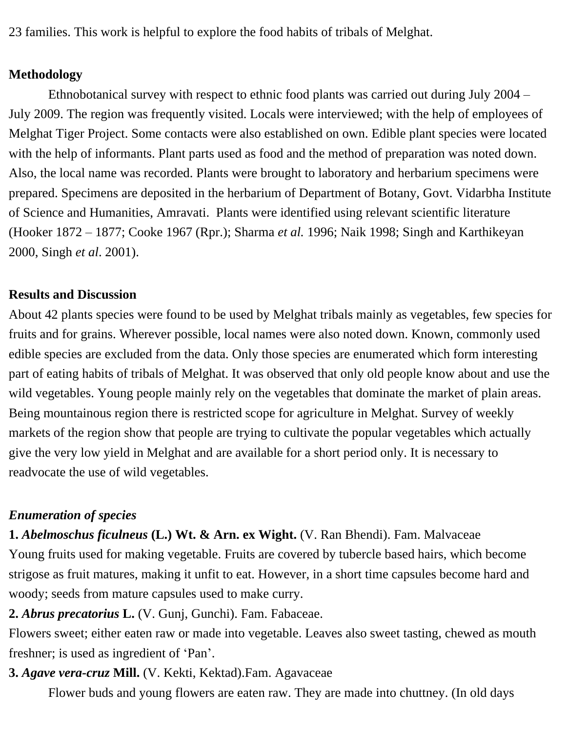23 families. This work is helpful to explore the food habits of tribals of Melghat.

**Methodology**

Ethnobotanical survey with respect to ethnic food plants was carried out during July 2004 – July 2009. The region was frequently visited. Locals were interviewed; with the help of employees of Melghat Tiger Project. Some contacts were also established on own. Edible plant species were located with the help of informants. Plant parts used as food and the method of preparation was noted down. Also, the local name was recorded. Plants were brought to laboratory and herbarium specimens were prepared. Specimens are deposited in the herbarium of Department of Botany, Govt. Vidarbha Institute of Science and Humanities, Amravati. Plants were identified using relevant scientific literature (Hooker 1872 – 1877; Cooke 1967 (Rpr.); Sharma *et al.* 1996; Naik 1998; Singh and Karthikeyan 2000, Singh *et al*. 2001).

**Results and Discussion**

About 42 plants species were found to be used by Melghat tribals mainly as vegetables, few species for fruits and for grains. Wherever possible, local names were also noted down. Known, commonly used edible species are excluded from the data. Only those species are enumerated which form interesting part of eating habits of tribals of Melghat. It was observed that only old people know about and use the wild vegetables. Young people mainly rely on the vegetables that dominate the market of plain areas. Being mountainous region there is restricted scope for agriculture in Melghat. Survey of weekly markets of the region show that people are trying to cultivate the popular vegetables which actually give the very low yield in Melghat and are available for a short period only. It is necessary to readvocate the use of wild vegetables.

***Enumeration of species***

**1.** ***Abelmoschus ficulneus*** **(L.) Wt. & Arn. ex Wight.** (V. Ran Bhendi). Fam. Malvaceae

Young fruits used for making vegetable. Fruits are covered by tubercle based hairs, which become strigose as fruit matures, making it unfit to eat. However, in a short time capsules become hard and woody; seeds from mature capsules used to make curry.

**2.** ***Abrus precatorius*** **L.** (V. Gunj, Gunchi). Fam. Fabaceae.

Flowers sweet; either eaten raw or made into vegetable. Leaves also sweet tasting, chewed as mouth freshner; is used as ingredient of 'Pan'.

**3.** ***Agave vera-cruz*** **Mill.** (V. Kekti, Kektad).Fam. Agavaceae

Flower buds and young flowers are eaten raw. They are made into chuttney. (In old days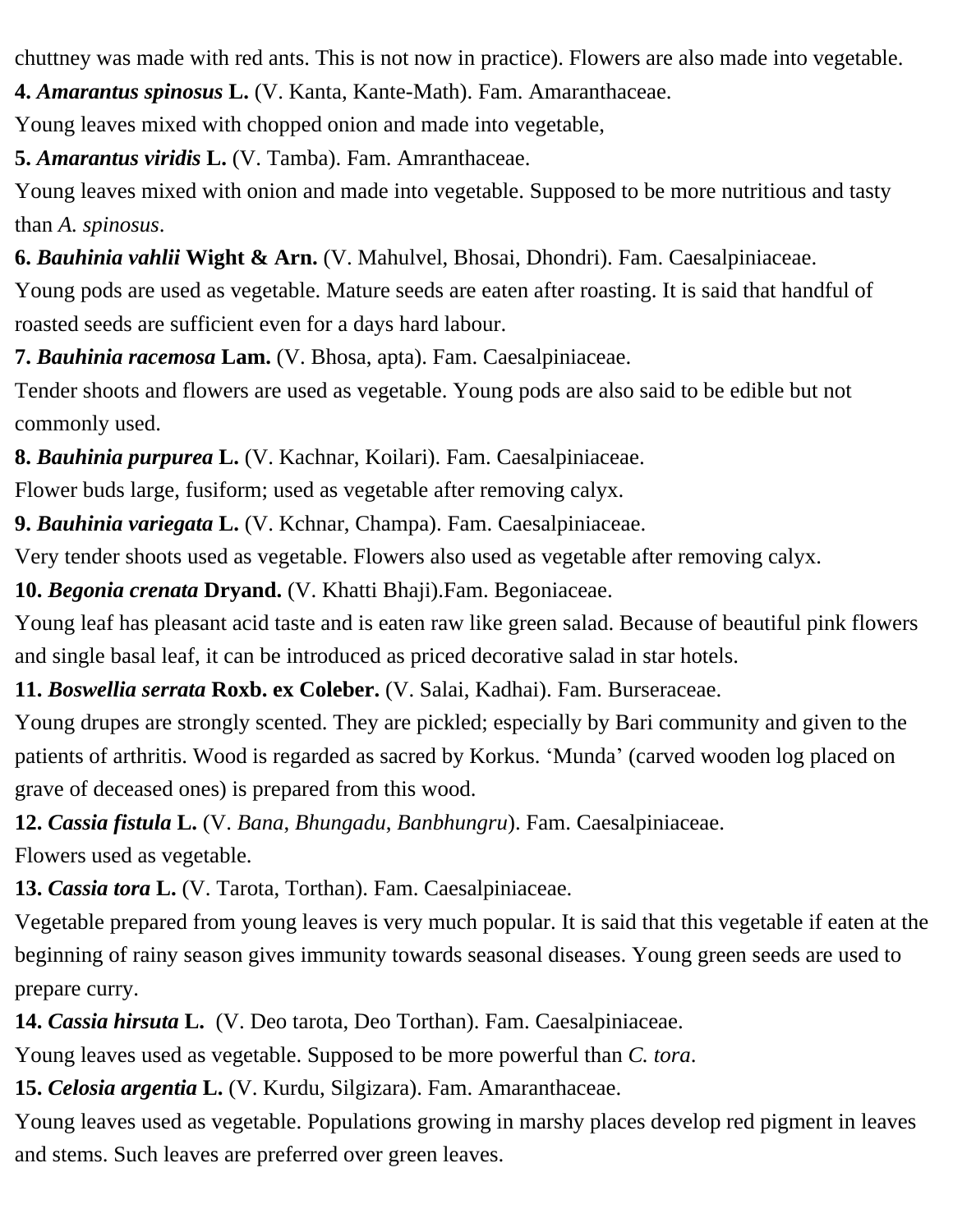chuttney was made with red ants. This is not now in practice). Flowers are also made into vegetable.

**4.** ***Amarantus spinosus*** **L.** (V. Kanta, Kante-Math). Fam. Amaranthaceae.

Young leaves mixed with chopped onion and made into vegetable,

**5.** ***Amarantus viridis*** **L.** (V. Tamba). Fam. Amranthaceae.

Young leaves mixed with onion and made into vegetable. Supposed to be more nutritious and tasty than *A. spinosus*.

**6.** ***Bauhinia vahlii*** **Wight & Arn.** (V. Mahulvel, Bhosai, Dhondri). Fam. Caesalpiniaceae.

Young pods are used as vegetable. Mature seeds are eaten after roasting. It is said that handful of roasted seeds are sufficient even for a days hard labour.

**7.** ***Bauhinia racemosa*** **Lam.** (V. Bhosa, apta). Fam. Caesalpiniaceae.

Tender shoots and flowers are used as vegetable. Young pods are also said to be edible but not commonly used.

**8.** ***Bauhinia purpurea*** **L.** (V. Kachnar, Koilari). Fam. Caesalpiniaceae.

Flower buds large, fusiform; used as vegetable after removing calyx.

**9.** ***Bauhinia variegata*** **L.** (V. Kchnar, Champa). Fam. Caesalpiniaceae.

Very tender shoots used as vegetable. Flowers also used as vegetable after removing calyx.

**10.** ***Begonia crenata*** **Dryand.** (V. Khatti Bhaji).Fam. Begoniaceae.

Young leaf has pleasant acid taste and is eaten raw like green salad. Because of beautiful pink flowers and single basal leaf, it can be introduced as priced decorative salad in star hotels.

**11.** ***Boswellia serrata*** **Roxb. ex Coleber.** (V. Salai, Kadhai). Fam. Burseraceae.

Young drupes are strongly scented. They are pickled; especially by Bari community and given to the patients of arthritis. Wood is regarded as sacred by Korkus. 'Munda' (carved wooden log placed on grave of deceased ones) is prepared from this wood.

**12.** ***Cassia fistula*** **L.** (V. *Bana*, *Bhungadu*, *Banbhungru*). Fam. Caesalpiniaceae.

Flowers used as vegetable.

**13.** ***Cassia tora*** **L.** (V. Tarota, Torthan). Fam. Caesalpiniaceae.

Vegetable prepared from young leaves is very much popular. It is said that this vegetable if eaten at the beginning of rainy season gives immunity towards seasonal diseases. Young green seeds are used to prepare curry.

**14.** ***Cassia hirsuta*** **L.** (V. Deo tarota, Deo Torthan). Fam. Caesalpiniaceae.

Young leaves used as vegetable. Supposed to be more powerful than *C. tora*.

**15.** ***Celosia argentia*** **L.** (V. Kurdu, Silgizara). Fam. Amaranthaceae.

Young leaves used as vegetable. Populations growing in marshy places develop red pigment in leaves and stems. Such leaves are preferred over green leaves.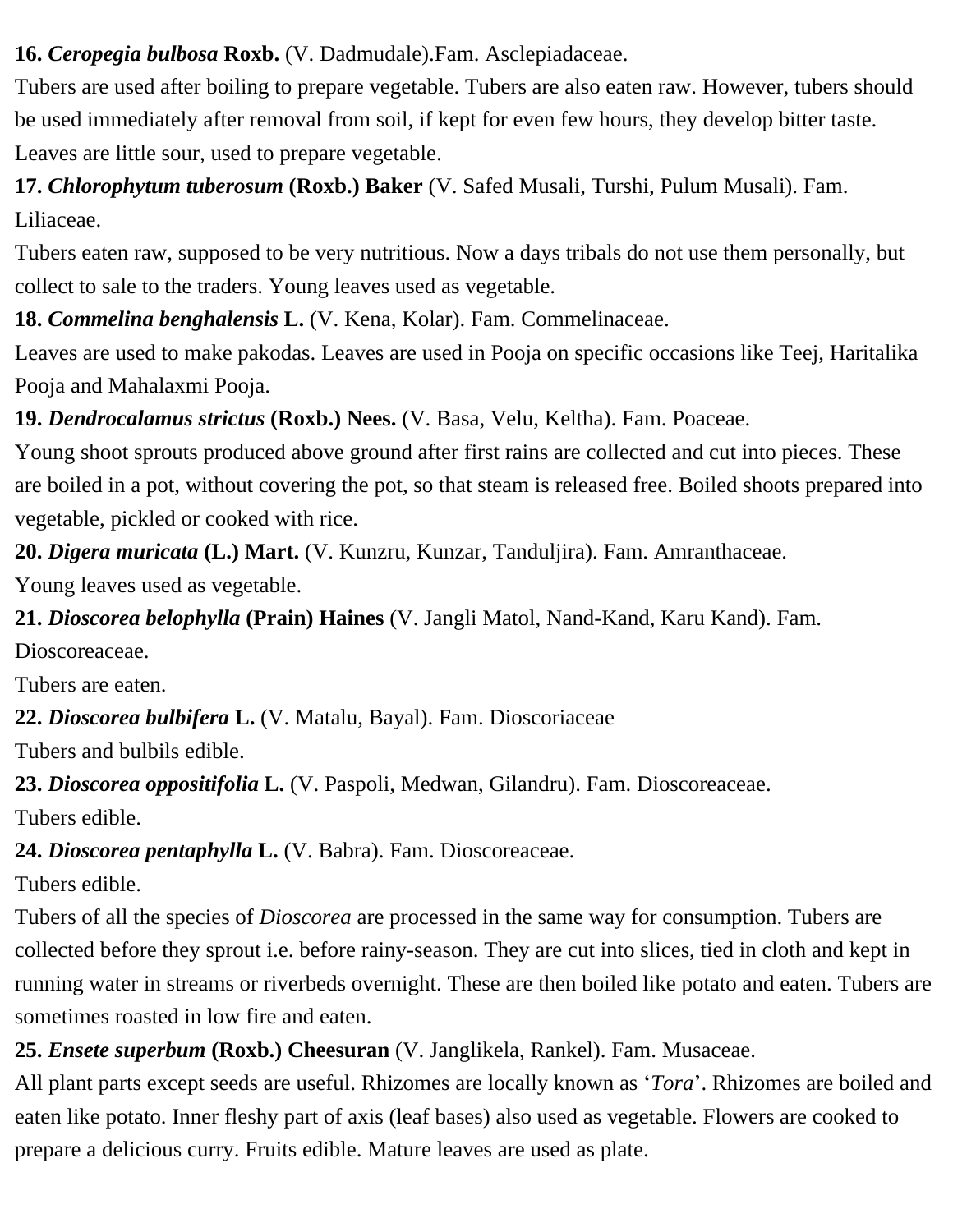**16. *Ceropegia bulbosa* Roxb.** (V. Dadmudale).Fam. Asclepiadaceae.

Tubers are used after boiling to prepare vegetable. Tubers are also eaten raw. However, tubers should be used immediately after removal from soil, if kept for even few hours, they develop bitter taste. Leaves are little sour, used to prepare vegetable.

**17. *Chlorophytum tuberosum* (Roxb.) Baker** (V. Safed Musali, Turshi, Pulum Musali). Fam. Liliaceae.

Tubers eaten raw, supposed to be very nutritious. Now a days tribals do not use them personally, but collect to sale to the traders. Young leaves used as vegetable.

**18. *Commelina benghalensis* L.** (V. Kena, Kolar). Fam. Commelinaceae.

Leaves are used to make pakodas. Leaves are used in Pooja on specific occasions like Teej, Haritalika Pooja and Mahalaxmi Pooja.

**19. *Dendrocalamus strictus* (Roxb.) Nees.** (V. Basa, Velu, Keltha). Fam. Poaceae.

Young shoot sprouts produced above ground after first rains are collected and cut into pieces. These are boiled in a pot, without covering the pot, so that steam is released free. Boiled shoots prepared into vegetable, pickled or cooked with rice.

**20. *Digera muricata* (L.) Mart.** (V. Kunzru, Kunzar, Tanduljira). Fam. Amranthaceae.

Young leaves used as vegetable.

**21. *Dioscorea belophylla* (Prain) Haines** (V. Jangli Matol, Nand-Kand, Karu Kand). Fam. Dioscoreaceae.

Tubers are eaten.

**22. *Dioscorea bulbifera* L.** (V. Matalu, Bayal). Fam. Dioscoriaceae

Tubers and bulbils edible.

**23. *Dioscorea oppositifolia* L.** (V. Paspoli, Medwan, Gilandru). Fam. Dioscoreaceae.

Tubers edible.

**24. *Dioscorea pentaphylla* L.** (V. Babra). Fam. Dioscoreaceae.

Tubers edible.

Tubers of all the species of *Dioscorea* are processed in the same way for consumption. Tubers are collected before they sprout i.e. before rainy-season. They are cut into slices, tied in cloth and kept in running water in streams or riverbeds overnight. These are then boiled like potato and eaten. Tubers are sometimes roasted in low fire and eaten.

**25. *Ensete superbum* (Roxb.) Cheesuran** (V. Janglikela, Rankel). Fam. Musaceae.

All plant parts except seeds are useful. Rhizomes are locally known as '*Tora*'. Rhizomes are boiled and eaten like potato. Inner fleshy part of axis (leaf bases) also used as vegetable. Flowers are cooked to prepare a delicious curry. Fruits edible. Mature leaves are used as plate.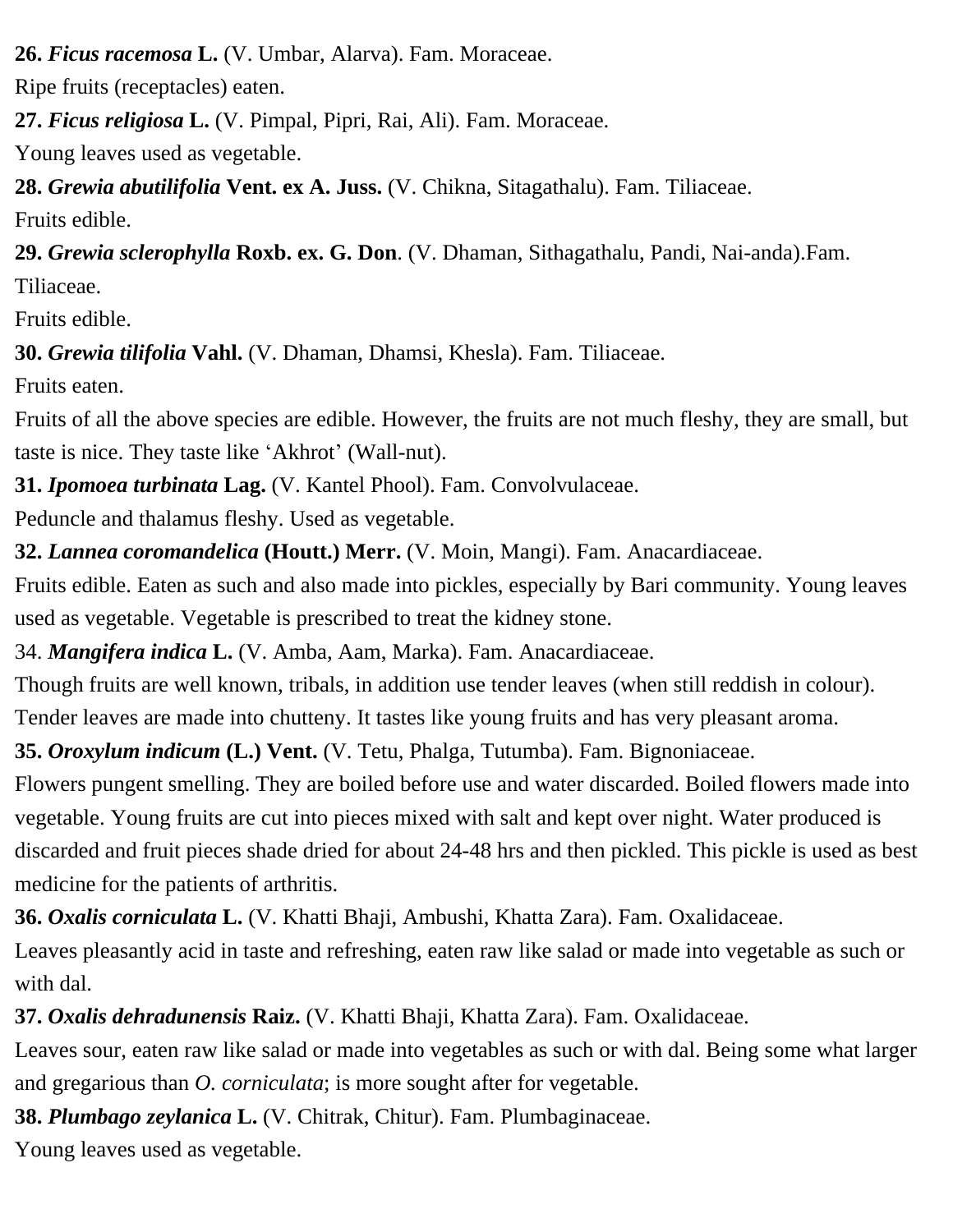**26.** ***Ficus racemosa*** **L.** (V. Umbar, Alarva). Fam. Moraceae.

Ripe fruits (receptacles) eaten.

**27.** ***Ficus religiosa*** **L.** (V. Pimpal, Pipri, Rai, Ali). Fam. Moraceae.

Young leaves used as vegetable.

**28.** ***Grewia abutilifolia*** **Vent. ex A. Juss.** (V. Chikna, Sitagathalu). Fam. Tiliaceae.

Fruits edible.

**29.** ***Grewia sclerophylla*** **Roxb. ex. G. Don**. (V. Dhaman, Sithagathalu, Pandi, Nai-anda).Fam. Tiliaceae.

Fruits edible.

**30.** ***Grewia tilifolia*** **Vahl.** (V. Dhaman, Dhamsi, Khesla). Fam. Tiliaceae.

Fruits eaten.

Fruits of all the above species are edible. However, the fruits are not much fleshy, they are small, but taste is nice. They taste like 'Akhrot' (Wall-nut).

**31.** ***Ipomoea turbinata*** **Lag.** (V. Kantel Phool). Fam. Convolvulaceae.

Peduncle and thalamus fleshy. Used as vegetable.

**32.** ***Lannea coromandelica*** **(Houtt.) Merr.** (V. Moin, Mangi). Fam. Anacardiaceae.

Fruits edible. Eaten as such and also made into pickles, especially by Bari community. Young leaves used as vegetable. Vegetable is prescribed to treat the kidney stone.

34. ***Mangifera indica*** **L.** (V. Amba, Aam, Marka). Fam. Anacardiaceae.

Though fruits are well known, tribals, in addition use tender leaves (when still reddish in colour). Tender leaves are made into chutteny. It tastes like young fruits and has very pleasant aroma.

**35.** ***Oroxylum indicum*** **(L.) Vent.** (V. Tetu, Phalga, Tutumba). Fam. Bignoniaceae.

Flowers pungent smelling. They are boiled before use and water discarded. Boiled flowers made into vegetable. Young fruits are cut into pieces mixed with salt and kept over night. Water produced is discarded and fruit pieces shade dried for about 24-48 hrs and then pickled. This pickle is used as best medicine for the patients of arthritis.

**36.** ***Oxalis corniculata*** **L.** (V. Khatti Bhaji, Ambushi, Khatta Zara). Fam. Oxalidaceae.

Leaves pleasantly acid in taste and refreshing, eaten raw like salad or made into vegetable as such or with dal.

**37.** ***Oxalis dehradunensis*** **Raiz.** (V. Khatti Bhaji, Khatta Zara). Fam. Oxalidaceae.

Leaves sour, eaten raw like salad or made into vegetables as such or with dal. Being some what larger and gregarious than *O. corniculata*; is more sought after for vegetable.

**38.** ***Plumbago zeylanica*** **L.** (V. Chitrak, Chitur). Fam. Plumbaginaceae.

Young leaves used as vegetable.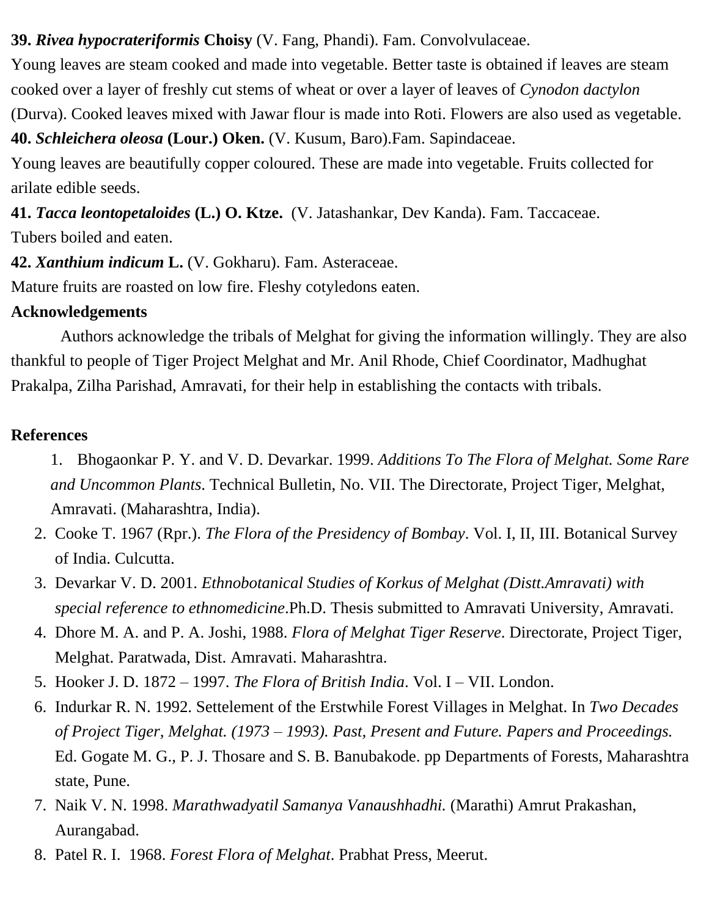**39. *Rivea hypocrateriformis* Choisy** (V. Fang, Phandi). Fam. Convolvulaceae.
Young leaves are steam cooked and made into vegetable. Better taste is obtained if leaves are steam cooked over a layer of freshly cut stems of wheat or over a layer of leaves of *Cynodon dactylon* (Durva). Cooked leaves mixed with Jawar flour is made into Roti. Flowers are also used as vegetable.

**40. *Schleichera oleosa* (Lour.) Oken.** (V. Kusum, Baro).Fam. Sapindaceae.
Young leaves are beautifully copper coloured. These are made into vegetable. Fruits collected for arilate edible seeds.

**41. *Tacca leontopetaloides* (L.) O. Ktze.** (V. Jatashankar, Dev Kanda). Fam. Taccaceae.
Tubers boiled and eaten.

**42. *Xanthium indicum* L.** (V. Gokharu). Fam. Asteraceae.
Mature fruits are roasted on low fire. Fleshy cotyledons eaten.

**Acknowledgements**

Authors acknowledge the tribals of Melghat for giving the information willingly. They are also thankful to people of Tiger Project Melghat and Mr. Anil Rhode, Chief Coordinator, Madhughat Prakalpa, Zilha Parishad, Amravati, for their help in establishing the contacts with tribals.

**References**

1. Bhogaonkar P. Y. and V. D. Devarkar. 1999. *Additions To The Flora of Melghat. Some Rare and Uncommon Plants*. Technical Bulletin, No. VII. The Directorate, Project Tiger, Melghat, Amravati. (Maharashtra, India).
2. Cooke T. 1967 (Rpr.). *The Flora of the Presidency of Bombay*. Vol. I, II, III. Botanical Survey of India. Culcutta.
3. Devarkar V. D. 2001. *Ethnobotanical Studies of Korkus of Melghat (Distt.Amravati) with special reference to ethnomedicine*.Ph.D. Thesis submitted to Amravati University, Amravati.
4. Dhore M. A. and P. A. Joshi, 1988. *Flora of Melghat Tiger Reserve*. Directorate, Project Tiger, Melghat. Paratwada, Dist. Amravati. Maharashtra.
5. Hooker J. D. 1872 – 1997. *The Flora of British India*. Vol. I – VII. London.
6. Indurkar R. N. 1992. Settelement of the Erstwhile Forest Villages in Melghat. In *Two Decades of Project Tiger, Melghat. (1973 – 1993). Past, Present and Future. Papers and Proceedings.* Ed. Gogate M. G., P. J. Thosare and S. B. Banubakode. pp Departments of Forests, Maharashtra state, Pune.
7. Naik V. N. 1998. *Marathwadyatil Samanya Vanaushhadhi.* (Marathi) Amrut Prakashan, Aurangabad.
8. Patel R. I. 1968. *Forest Flora of Melghat*. Prabhat Press, Meerut.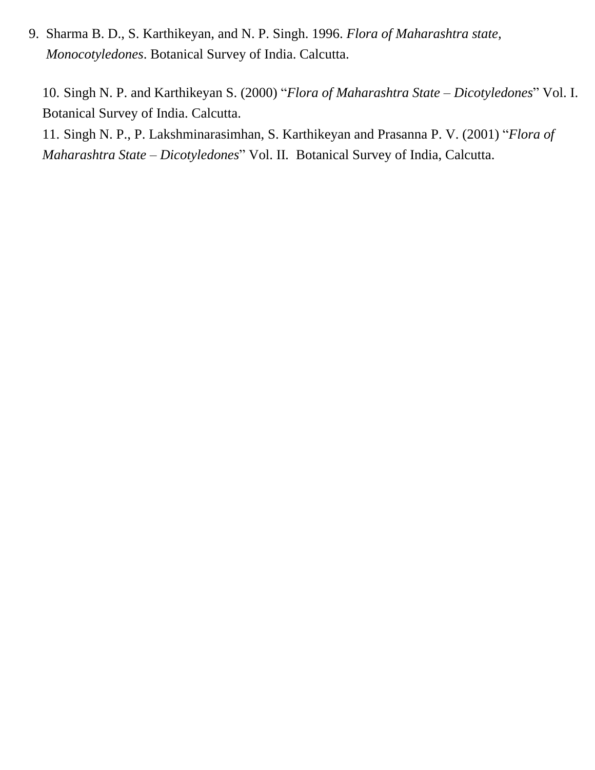9. Sharma B. D., S. Karthikeyan, and N. P. Singh. 1996. *Flora of Maharashtra state, Monocotyledones*. Botanical Survey of India. Calcutta.

10. Singh N. P. and Karthikeyan S. (2000) "*Flora of Maharashtra State – Dicotyledones*" Vol. I. Botanical Survey of India. Calcutta.

11. Singh N. P., P. Lakshminarasimhan, S. Karthikeyan and Prasanna P. V. (2001) "*Flora of Maharashtra State – Dicotyledones*" Vol. II. Botanical Survey of India, Calcutta.